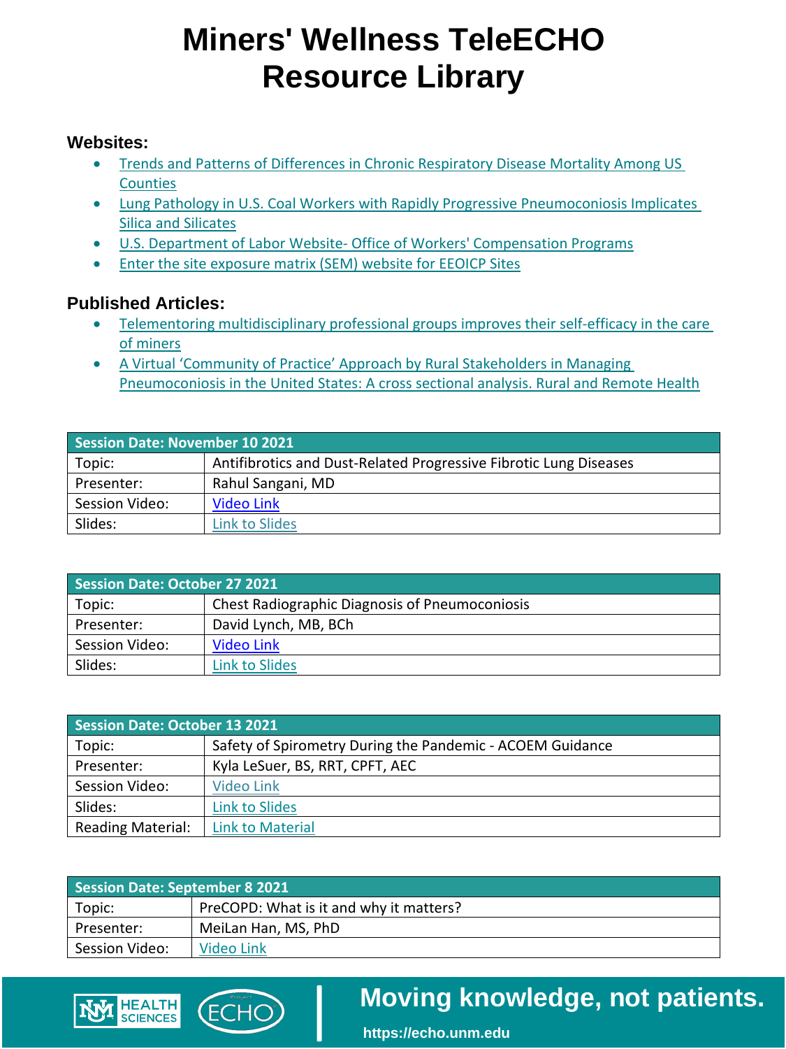# Miners' Wellness TeleECHO Resource Library

### Websites:

- Trends and Patterns of Differences in Chronic Respiratory Disease Mortality Among US Counties
- Lung Pathology in U.S. Coal Workers with Rapidly Progressive Pneumoconiosis Implicates Silica and Silicates
- U.S. Department of Labor Website- Office of Workers' Compensation Programs
- Enter the site exposure matrix (SEM) website for EEOICP Sites

### Published Articles:

- Telementoring multidisciplinary professional groups improves their self-efficacy in the care of miners
- A Virtual 'Community of Practice' Approach by Rural Stakeholders in Managing Pneumoconiosis in the United States: A cross sectional analysis. Rural and Remote Health

| Session Date: November 10 2021 | |
|---|---|
| Topic: | Antifibrotics and Dust-Related Progressive Fibrotic Lung Diseases |
| Presenter: | Rahul Sangani, MD |
| Session Video: | Video Link |
| Slides: | Link to Slides |

| Session Date: October 27 2021 | |
|---|---|
| Topic: | Chest Radiographic Diagnosis of Pneumoconiosis |
| Presenter: | David Lynch, MB, BCh |
| Session Video: | Video Link |
| Slides: | Link to Slides |

| Session Date: October 13 2021 | |
|---|---|
| Topic: | Safety of Spirometry During the Pandemic - ACOEM Guidance |
| Presenter: | Kyla LeSuer, BS, RRT, CPFT, AEC |
| Session Video: | Video Link |
| Slides: | Link to Slides |
| Reading Material: | Link to Material |

| Session Date: September 8 2021 | |
|---|---|
| Topic: | PreCOPD: What is it and why it matters? |
| Presenter: | MeiLan Han, MS, PhD |
| Session Video: | Video Link |

Moving knowledge, not patients.

https://echo.unm.edu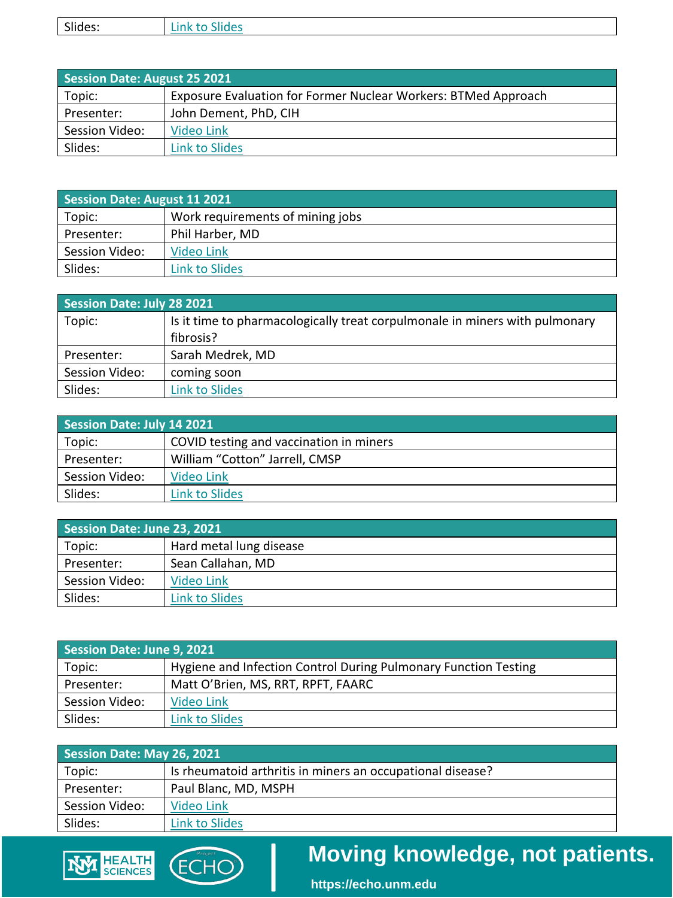| Slides: | Link to Slides |
|---|---|

| Session Date: August 25 2021 | |
|---|---|
| Topic: | Exposure Evaluation for Former Nuclear Workers: BTMed Approach |
| Presenter: | John Dement, PhD, CIH |
| Session Video: | Video Link |
| Slides: | Link to Slides |

| Session Date: August 11 2021 | |
|---|---|
| Topic: | Work requirements of mining jobs |
| Presenter: | Phil Harber, MD |
| Session Video: | Video Link |
| Slides: | Link to Slides |

| Session Date: July 28 2021 | |
|---|---|
| Topic: | Is it time to pharmacologically treat corpulmonale in miners with pulmonary fibrosis? |
| Presenter: | Sarah Medrek, MD |
| Session Video: | coming soon |
| Slides: | Link to Slides |

| Session Date: July 14 2021 | |
|---|---|
| Topic: | COVID testing and vaccination in miners |
| Presenter: | William "Cotton" Jarrell, CMSP |
| Session Video: | Video Link |
| Slides: | Link to Slides |

| Session Date: June 23, 2021 | |
|---|---|
| Topic: | Hard metal lung disease |
| Presenter: | Sean Callahan, MD |
| Session Video: | Video Link |
| Slides: | Link to Slides |

| Session Date: June 9, 2021 | |
|---|---|
| Topic: | Hygiene and Infection Control During Pulmonary Function Testing |
| Presenter: | Matt O'Brien, MS, RRT, RPFT, FAARC |
| Session Video: | Video Link |
| Slides: | Link to Slides |

| Session Date: May 26, 2021 | |
|---|---|
| Topic: | Is rheumatoid arthritis in miners an occupational disease? |
| Presenter: | Paul Blanc, MD, MSPH |
| Session Video: | Video Link |
| Slides: | Link to Slides |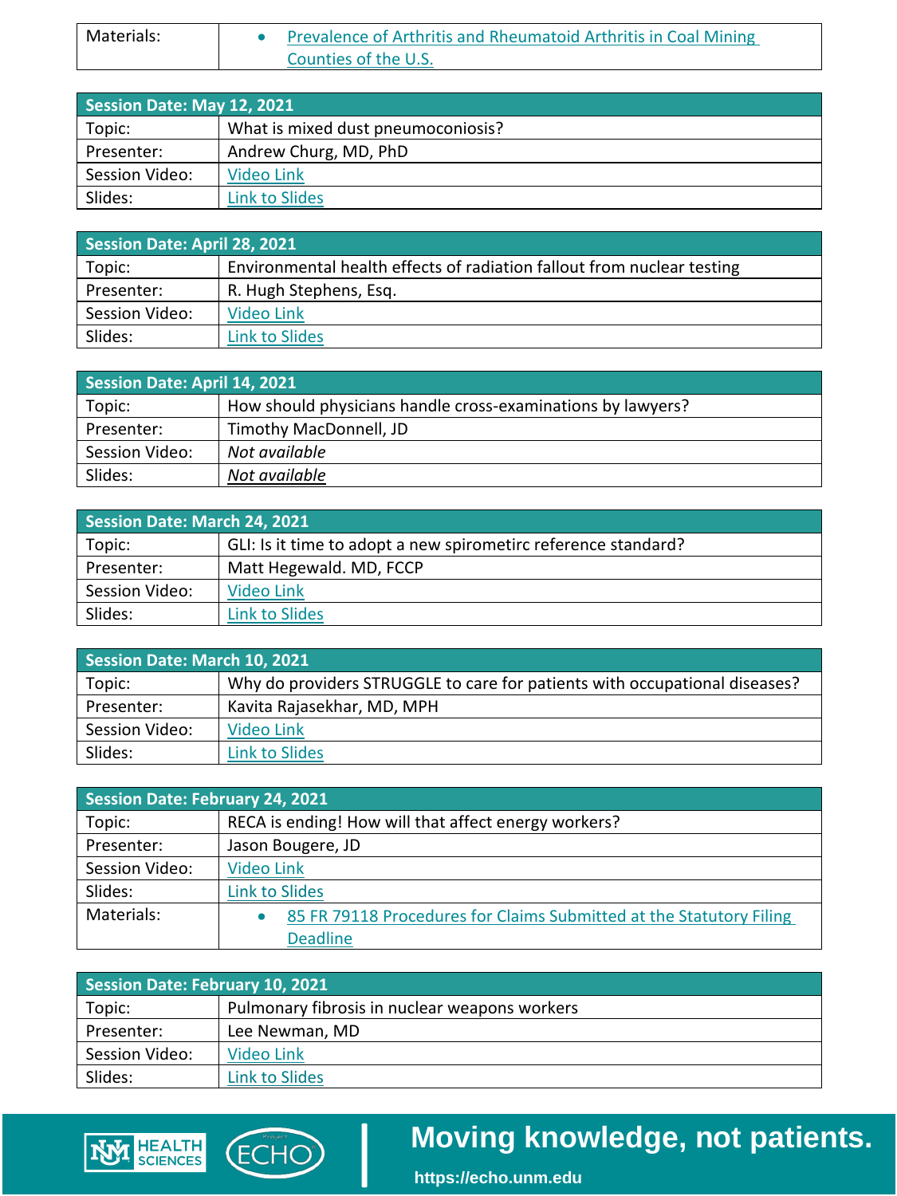| Materials: | • Prevalence of Arthritis and Rheumatoid Arthritis in Coal Mining Counties of the U.S. |
|---|---|

| **Session Date: May 12, 2021** | |
|---|---|
| Topic: | What is mixed dust pneumoconiosis? |
| Presenter: | Andrew Churg, MD, PhD |
| Session Video: | Video Link |
| Slides: | Link to Slides |

| **Session Date: April 28, 2021** | |
|---|---|
| Topic: | Environmental health effects of radiation fallout from nuclear testing |
| Presenter: | R. Hugh Stephens, Esq. |
| Session Video: | Video Link |
| Slides: | Link to Slides |

| **Session Date: April 14, 2021** | |
|---|---|
| Topic: | How should physicians handle cross-examinations by lawyers? |
| Presenter: | Timothy MacDonnell, JD |
| Session Video: | *Not available* |
| Slides: | *Not available* |

| **Session Date: March 24, 2021** | |
|---|---|
| Topic: | GLI: Is it time to adopt a new spirometirc reference standard? |
| Presenter: | Matt Hegewald. MD, FCCP |
| Session Video: | Video Link |
| Slides: | Link to Slides |

| **Session Date: March 10, 2021** | |
|---|---|
| Topic: | Why do providers STRUGGLE to care for patients with occupational diseases? |
| Presenter: | Kavita Rajasekhar, MD, MPH |
| Session Video: | Video Link |
| Slides: | Link to Slides |

| **Session Date: February 24, 2021** | |
|---|---|
| Topic: | RECA is ending! How will that affect energy workers? |
| Presenter: | Jason Bougere, JD |
| Session Video: | Video Link |
| Slides: | Link to Slides |
| Materials: | • 85 FR 79118 Procedures for Claims Submitted at the Statutory Filing Deadline |

| **Session Date: February 10, 2021** | |
|---|---|
| Topic: | Pulmonary fibrosis in nuclear weapons workers |
| Presenter: | Lee Newman, MD |
| Session Video: | Video Link |
| Slides: | Link to Slides |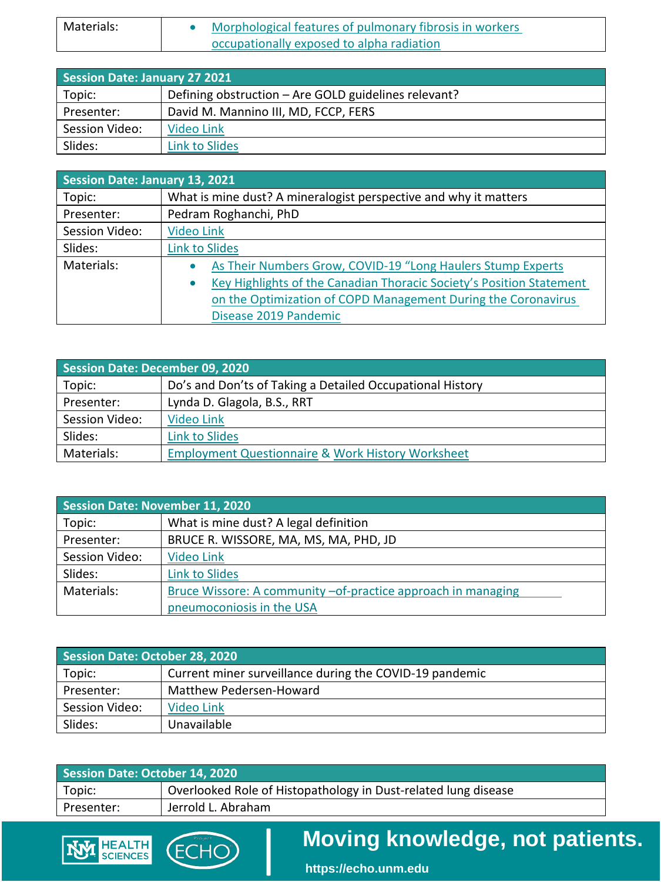| Materials: | • Morphological features of pulmonary fibrosis in workers occupationally exposed to alpha radiation |
|---|---|

| Session Date: January 27 2021 | |
|---|---|
| Topic: | Defining obstruction – Are GOLD guidelines relevant? |
| Presenter: | David M. Mannino III, MD, FCCP, FERS |
| Session Video: | Video Link |
| Slides: | Link to Slides |

| Session Date: January 13, 2021 | |
|---|---|
| Topic: | What is mine dust? A mineralogist perspective and why it matters |
| Presenter: | Pedram Roghanchi, PhD |
| Session Video: | Video Link |
| Slides: | Link to Slides |
| Materials: | • As Their Numbers Grow, COVID-19 "Long Haulers Stump Experts<br>• Key Highlights of the Canadian Thoracic Society's Position Statement on the Optimization of COPD Management During the Coronavirus Disease 2019 Pandemic |

| Session Date: December 09, 2020 | |
|---|---|
| Topic: | Do's and Don'ts of Taking a Detailed Occupational History |
| Presenter: | Lynda D. Glagola, B.S., RRT |
| Session Video: | Video Link |
| Slides: | Link to Slides |
| Materials: | Employment Questionnaire & Work History Worksheet |

| Session Date: November 11, 2020 | |
|---|---|
| Topic: | What is mine dust? A legal definition |
| Presenter: | BRUCE R. WISSORE, MA, MS, MA, PHD, JD |
| Session Video: | Video Link |
| Slides: | Link to Slides |
| Materials: | Bruce Wissore: A community –of-practice approach in managing pneumoconiosis in the USA |

| Session Date: October 28, 2020 | |
|---|---|
| Topic: | Current miner surveillance during the COVID-19 pandemic |
| Presenter: | Matthew Pedersen-Howard |
| Session Video: | Video Link |
| Slides: | Unavailable |

| Session Date: October 14, 2020 | |
|---|---|
| Topic: | Overlooked Role of Histopathology in Dust-related lung disease |
| Presenter: | Jerrold L. Abraham |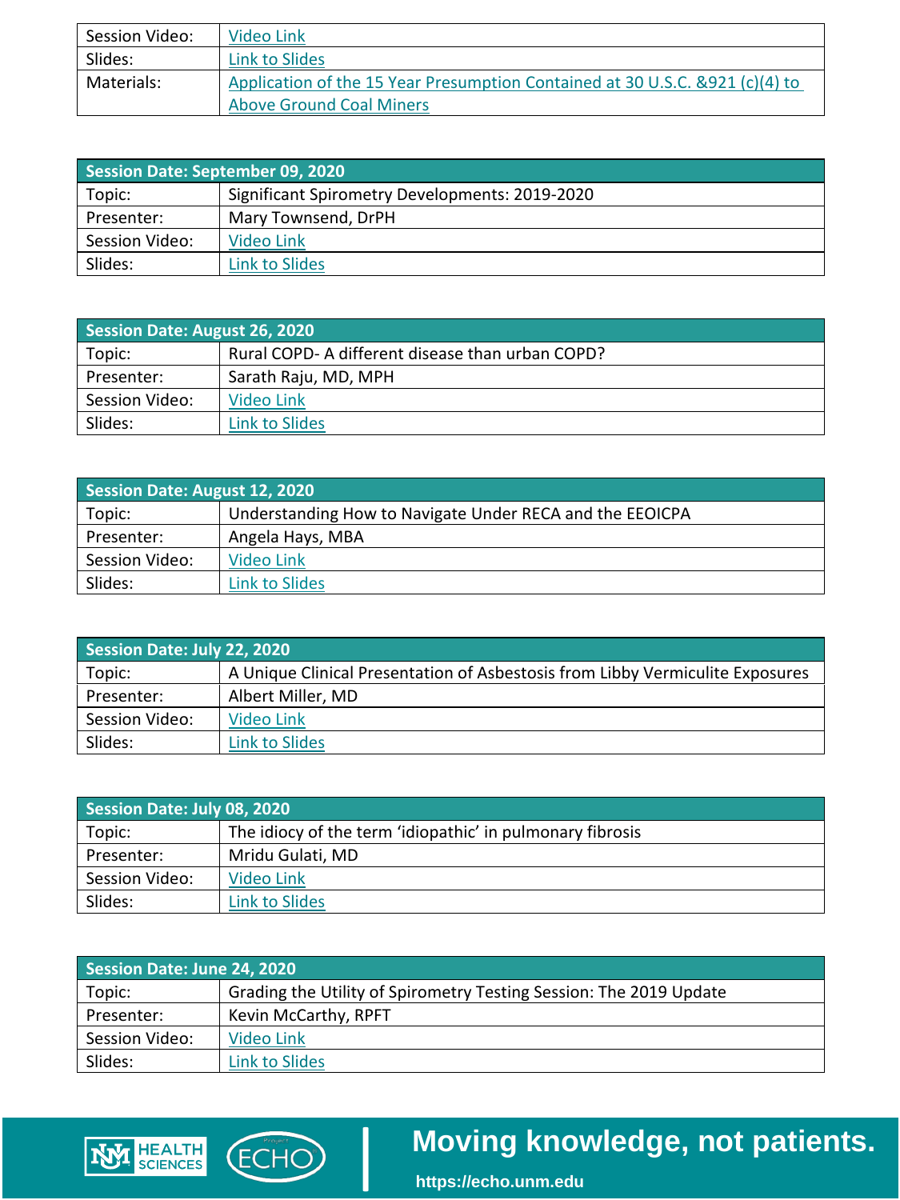| | |
|---|---|
| Session Video: | Video Link |
| Slides: | Link to Slides |
| Materials: | Application of the 15 Year Presumption Contained at 30 U.S.C. &921 (c)(4) to Above Ground Coal Miners |

| Session Date: September 09, 2020 | |
|---|---|
| Topic: | Significant Spirometry Developments: 2019-2020 |
| Presenter: | Mary Townsend, DrPH |
| Session Video: | Video Link |
| Slides: | Link to Slides |

| Session Date: August 26, 2020 | |
|---|---|
| Topic: | Rural COPD- A different disease than urban COPD? |
| Presenter: | Sarath Raju, MD, MPH |
| Session Video: | Video Link |
| Slides: | Link to Slides |

| Session Date: August 12, 2020 | |
|---|---|
| Topic: | Understanding How to Navigate Under RECA and the EEOICPA |
| Presenter: | Angela Hays, MBA |
| Session Video: | Video Link |
| Slides: | Link to Slides |

| Session Date: July 22, 2020 | |
|---|---|
| Topic: | A Unique Clinical Presentation of Asbestosis from Libby Vermiculite Exposures |
| Presenter: | Albert Miller, MD |
| Session Video: | Video Link |
| Slides: | Link to Slides |

| Session Date: July 08, 2020 | |
|---|---|
| Topic: | The idiocy of the term 'idiopathic' in pulmonary fibrosis |
| Presenter: | Mridu Gulati, MD |
| Session Video: | Video Link |
| Slides: | Link to Slides |

| Session Date: June 24, 2020 | |
|---|---|
| Topic: | Grading the Utility of Spirometry Testing Session: The 2019 Update |
| Presenter: | Kevin McCarthy, RPFT |
| Session Video: | Video Link |
| Slides: | Link to Slides |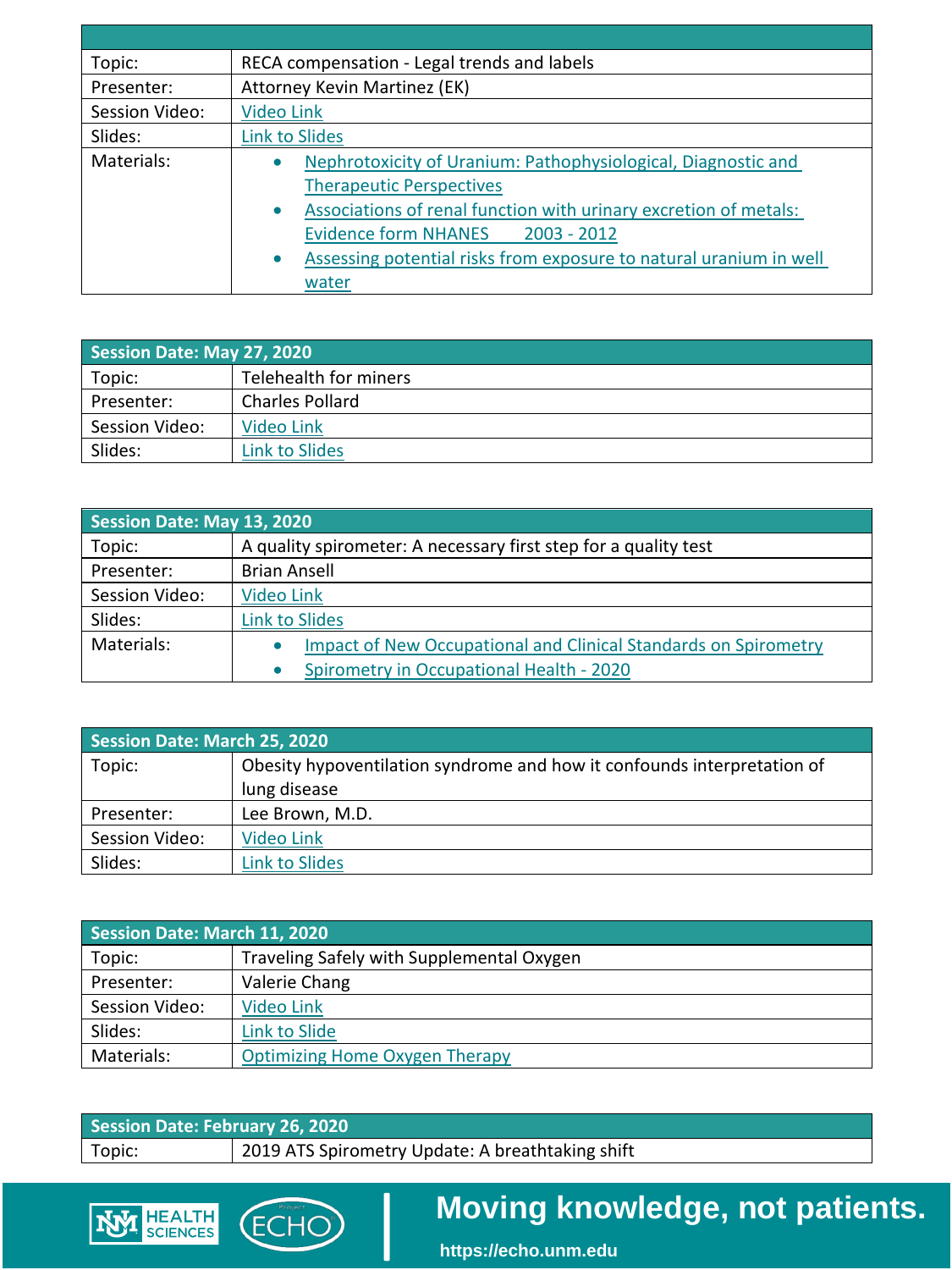| | |
|---|---|
| Topic: | RECA compensation - Legal trends and labels |
| Presenter: | Attorney Kevin Martinez (EK) |
| Session Video: | Video Link |
| Slides: | Link to Slides |
| Materials: | • Nephrotoxicity of Uranium: Pathophysiological, Diagnostic and Therapeutic Perspectives<br>• Associations of renal function with urinary excretion of metals: Evidence form NHANES 2003 - 2012<br>• Assessing potential risks from exposure to natural uranium in well water |

| Session Date: May 27, 2020 | |
|---|---|
| Topic: | Telehealth for miners |
| Presenter: | Charles Pollard |
| Session Video: | Video Link |
| Slides: | Link to Slides |

| Session Date: May 13, 2020 | |
|---|---|
| Topic: | A quality spirometer: A necessary first step for a quality test |
| Presenter: | Brian Ansell |
| Session Video: | Video Link |
| Slides: | Link to Slides |
| Materials: | • Impact of New Occupational and Clinical Standards on Spirometry<br>• Spirometry in Occupational Health - 2020 |

| Session Date: March 25, 2020 | |
|---|---|
| Topic: | Obesity hypoventilation syndrome and how it confounds interpretation of lung disease |
| Presenter: | Lee Brown, M.D. |
| Session Video: | Video Link |
| Slides: | Link to Slides |

| Session Date: March 11, 2020 | |
|---|---|
| Topic: | Traveling Safely with Supplemental Oxygen |
| Presenter: | Valerie Chang |
| Session Video: | Video Link |
| Slides: | Link to Slide |
| Materials: | Optimizing Home Oxygen Therapy |

| Session Date: February 26, 2020 | |
|---|---|
| Topic: | 2019 ATS Spirometry Update: A breathtaking shift |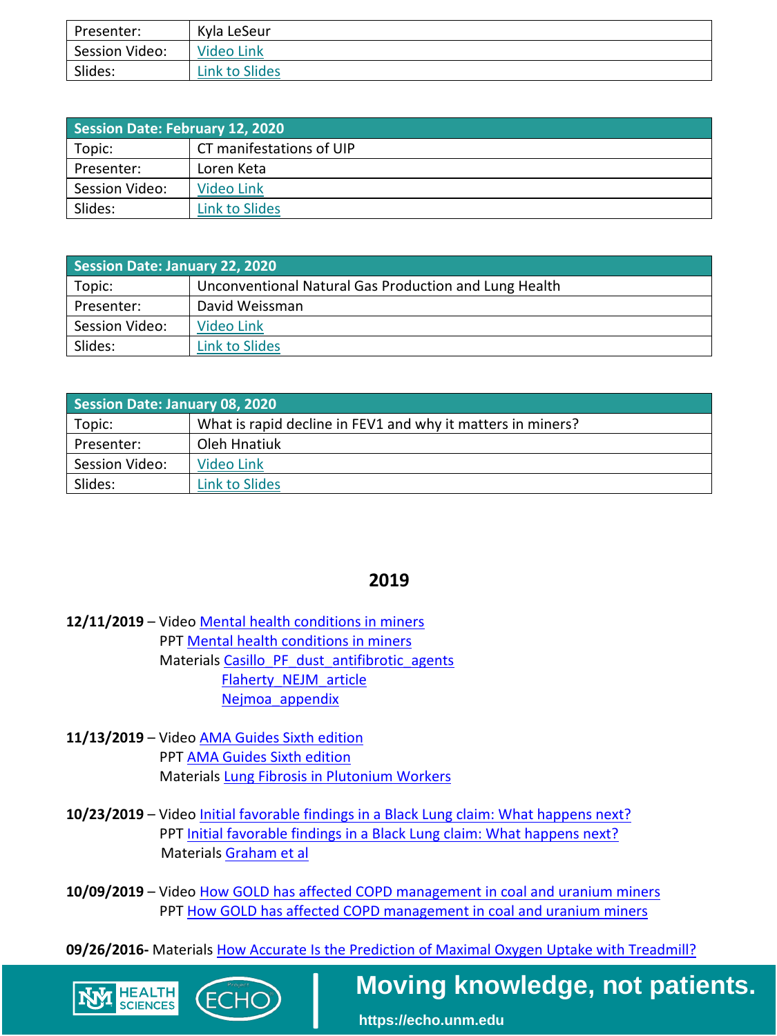| Presenter: | Kyla LeSeur |
| --- | --- |
| Session Video: | Video Link |
| Slides: | Link to Slides |

| Session Date: February 12, 2020 | |
| --- | --- |
| Topic: | CT manifestations of UIP |
| Presenter: | Loren Keta |
| Session Video: | Video Link |
| Slides: | Link to Slides |

| Session Date: January 22, 2020 | |
| --- | --- |
| Topic: | Unconventional Natural Gas Production and Lung Health |
| Presenter: | David Weissman |
| Session Video: | Video Link |
| Slides: | Link to Slides |

| Session Date: January 08, 2020 | |
| --- | --- |
| Topic: | What is rapid decline in FEV1 and why it matters in miners? |
| Presenter: | Oleh Hnatiuk |
| Session Video: | Video Link |
| Slides: | Link to Slides |

## 2019

**12/11/2019** – Video Mental health conditions in miners
PPT Mental health conditions in miners
Materials Casillo_PF_dust_antifibrotic_agents
Flaherty_NEJM_article
Nejmoa_appendix

**11/13/2019** – Video AMA Guides Sixth edition
PPT AMA Guides Sixth edition
Materials Lung Fibrosis in Plutonium Workers

**10/23/2019** – Video Initial favorable findings in a Black Lung claim: What happens next?
PPT Initial favorable findings in a Black Lung claim: What happens next?
Materials Graham et al

**10/09/2019** – Video How GOLD has affected COPD management in coal and uranium miners
PPT How GOLD has affected COPD management in coal and uranium miners

**09/26/2016-** Materials How Accurate Is the Prediction of Maximal Oxygen Uptake with Treadmill?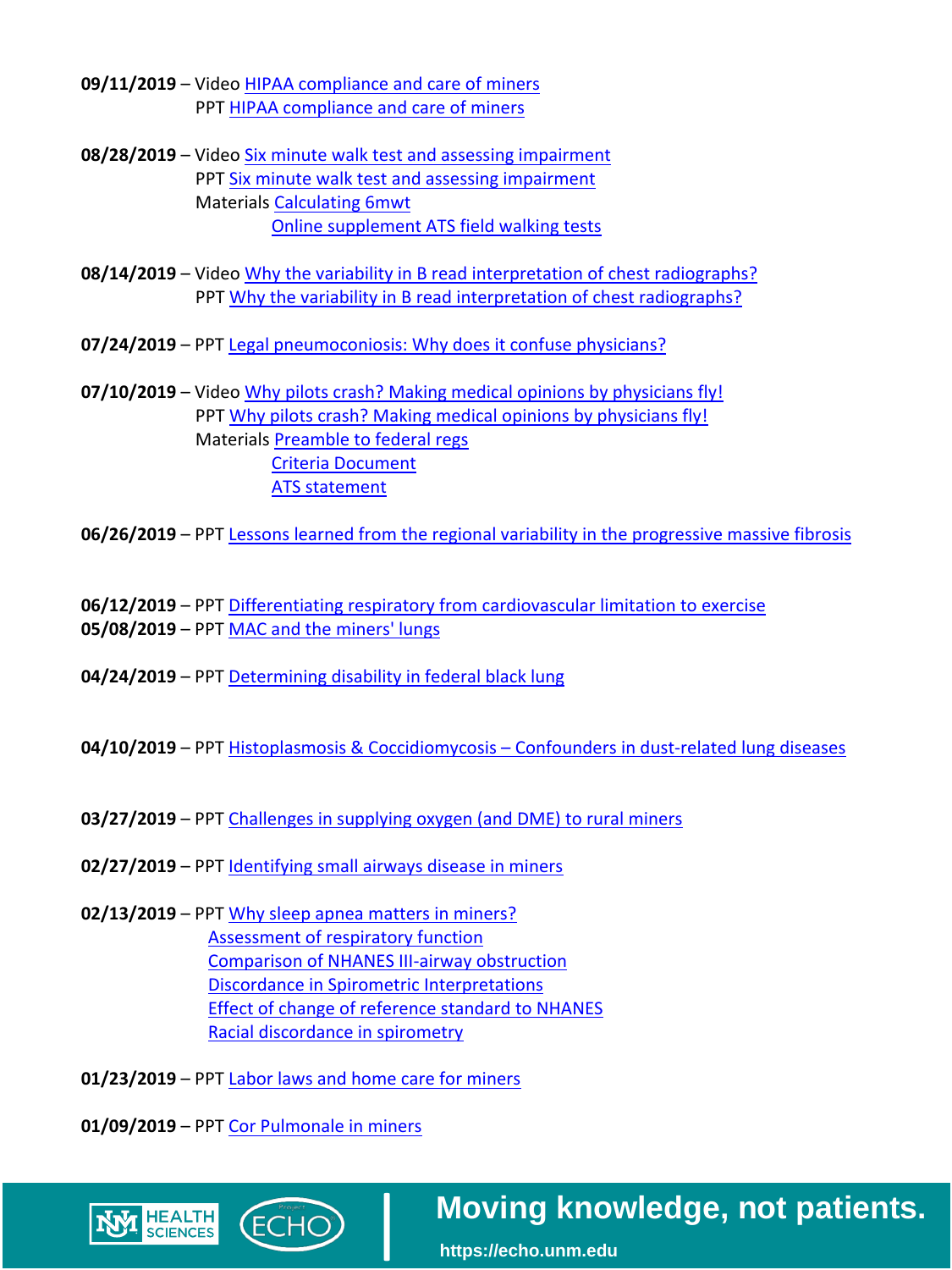**09/11/2019** – Video HIPAA compliance and care of miners
PPT HIPAA compliance and care of miners

**08/28/2019** – Video Six minute walk test and assessing impairment
PPT Six minute walk test and assessing impairment
Materials Calculating 6mwt
Online supplement ATS field walking tests

**08/14/2019** – Video Why the variability in B read interpretation of chest radiographs?
PPT Why the variability in B read interpretation of chest radiographs?

**07/24/2019** – PPT Legal pneumoconiosis: Why does it confuse physicians?

**07/10/2019** – Video Why pilots crash? Making medical opinions by physicians fly!
PPT Why pilots crash? Making medical opinions by physicians fly!
Materials Preamble to federal regs
Criteria Document
ATS statement

**06/26/2019** – PPT Lessons learned from the regional variability in the progressive massive fibrosis

**06/12/2019** – PPT Differentiating respiratory from cardiovascular limitation to exercise

**05/08/2019** – PPT MAC and the miners' lungs

**04/24/2019** – PPT Determining disability in federal black lung

**04/10/2019** – PPT Histoplasmosis & Coccidiomycosis – Confounders in dust-related lung diseases

**03/27/2019** – PPT Challenges in supplying oxygen (and DME) to rural miners

**02/27/2019** – PPT Identifying small airways disease in miners

**02/13/2019** – PPT Why sleep apnea matters in miners?
Assessment of respiratory function
Comparison of NHANES III-airway obstruction
Discordance in Spirometric Interpretations
Effect of change of reference standard to NHANES
Racial discordance in spirometry

**01/23/2019** – PPT Labor laws and home care for miners

**01/09/2019** – PPT Cor Pulmonale in miners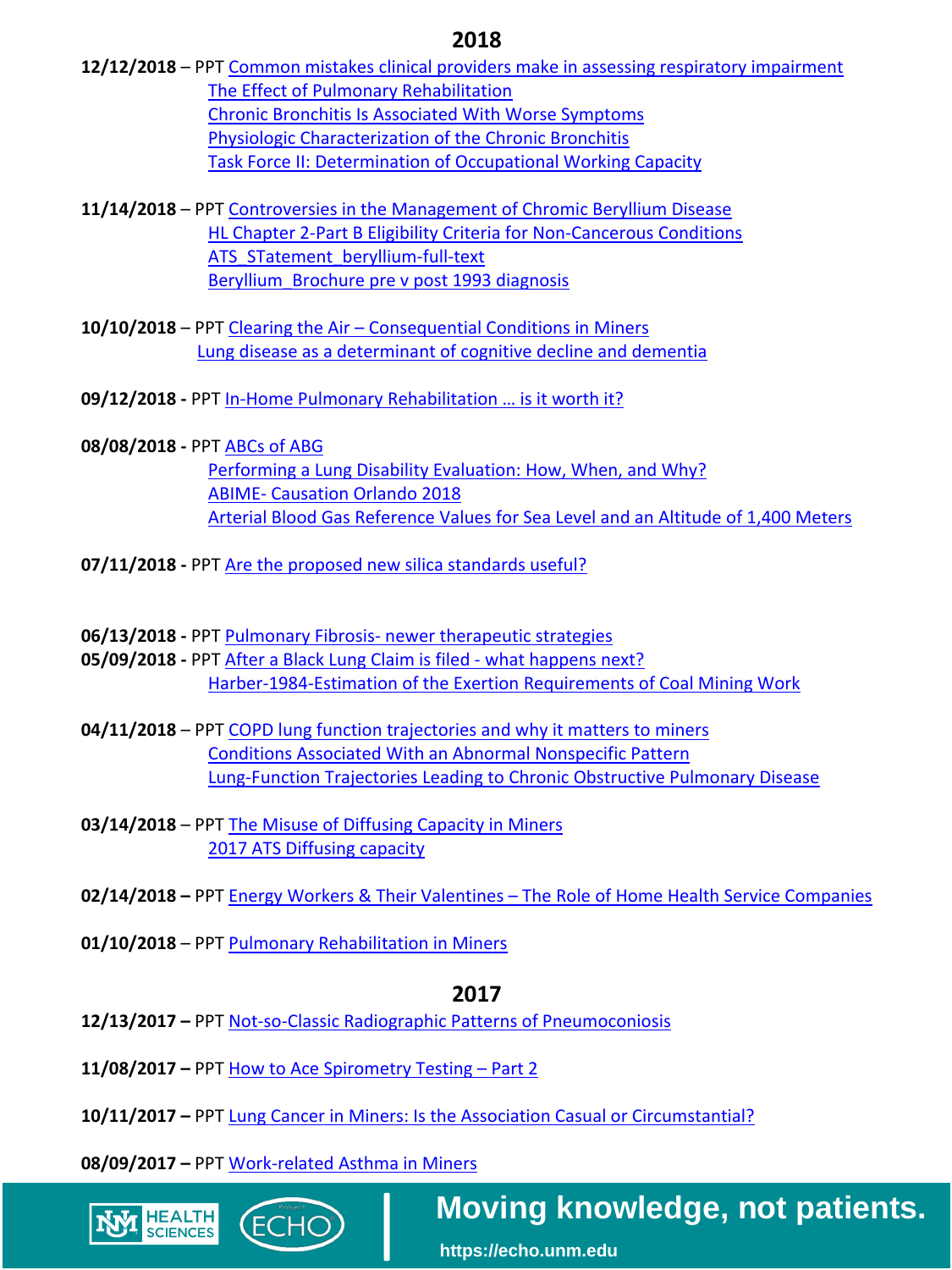## 2018

**12/12/2018** – PPT Common mistakes clinical providers make in assessing respiratory impairment
The Effect of Pulmonary Rehabilitation
Chronic Bronchitis Is Associated With Worse Symptoms
Physiologic Characterization of the Chronic Bronchitis
Task Force II: Determination of Occupational Working Capacity

**11/14/2018** – PPT Controversies in the Management of Chromic Beryllium Disease
HL Chapter 2-Part B Eligibility Criteria for Non-Cancerous Conditions
ATS_STatement_beryllium-full-text
Beryllium_Brochure pre v post 1993 diagnosis

**10/10/2018** – PPT Clearing the Air – Consequential Conditions in Miners
Lung disease as a determinant of cognitive decline and dementia

**09/12/2018 -** PPT In-Home Pulmonary Rehabilitation … is it worth it?

**08/08/2018 -** PPT ABCs of ABG
Performing a Lung Disability Evaluation: How, When, and Why?
ABIME- Causation Orlando 2018
Arterial Blood Gas Reference Values for Sea Level and an Altitude of 1,400 Meters

**07/11/2018 -** PPT Are the proposed new silica standards useful?

**06/13/2018 -** PPT Pulmonary Fibrosis- newer therapeutic strategies
**05/09/2018 -** PPT After a Black Lung Claim is filed - what happens next?
Harber-1984-Estimation of the Exertion Requirements of Coal Mining Work

**04/11/2018** – PPT COPD lung function trajectories and why it matters to miners
Conditions Associated With an Abnormal Nonspecific Pattern
Lung-Function Trajectories Leading to Chronic Obstructive Pulmonary Disease

**03/14/2018** – PPT The Misuse of Diffusing Capacity in Miners
2017 ATS Diffusing capacity

**02/14/2018 –** PPT Energy Workers & Their Valentines – The Role of Home Health Service Companies

**01/10/2018** – PPT Pulmonary Rehabilitation in Miners

## 2017

**12/13/2017 –** PPT Not-so-Classic Radiographic Patterns of Pneumoconiosis

**11/08/2017 –** PPT How to Ace Spirometry Testing – Part 2

**10/11/2017 –** PPT Lung Cancer in Miners: Is the Association Casual or Circumstantial?

**08/09/2017 –** PPT Work-related Asthma in Miners

Moving knowledge, not patients.
https://echo.unm.edu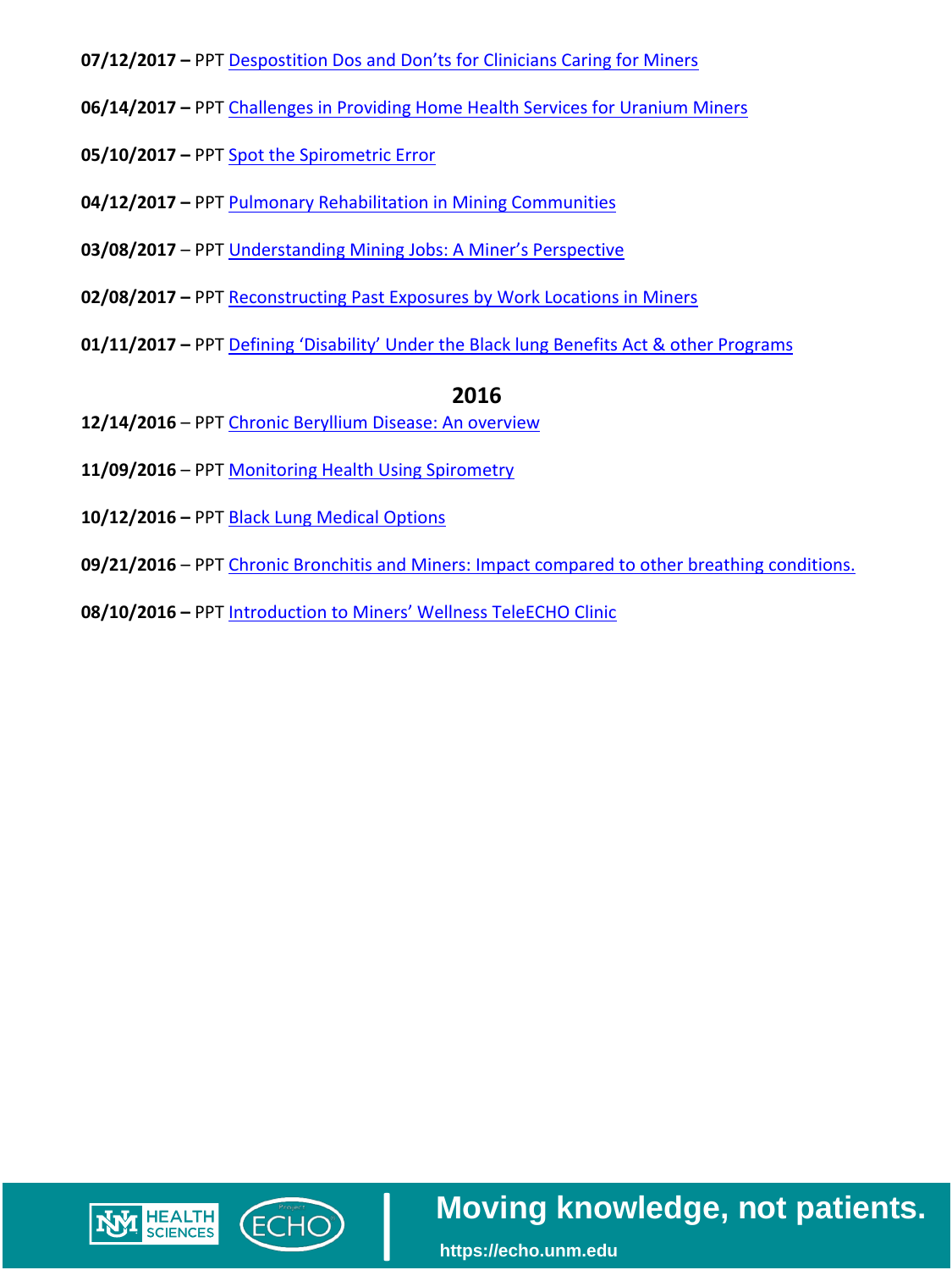**07/12/2017 –** PPT Despostition Dos and Don'ts for Clinicians Caring for Miners

**06/14/2017 –** PPT Challenges in Providing Home Health Services for Uranium Miners

**05/10/2017 –** PPT Spot the Spirometric Error

**04/12/2017 –** PPT Pulmonary Rehabilitation in Mining Communities

**03/08/2017** – PPT Understanding Mining Jobs: A Miner's Perspective

**02/08/2017 –** PPT Reconstructing Past Exposures by Work Locations in Miners

**01/11/2017 –** PPT Defining 'Disability' Under the Black lung Benefits Act & other Programs

## 2016

**12/14/2016** – PPT Chronic Beryllium Disease: An overview

**11/09/2016** – PPT Monitoring Health Using Spirometry

**10/12/2016 –** PPT Black Lung Medical Options

**09/21/2016** – PPT Chronic Bronchitis and Miners: Impact compared to other breathing conditions.

**08/10/2016 –** PPT Introduction to Miners' Wellness TeleECHO Clinic